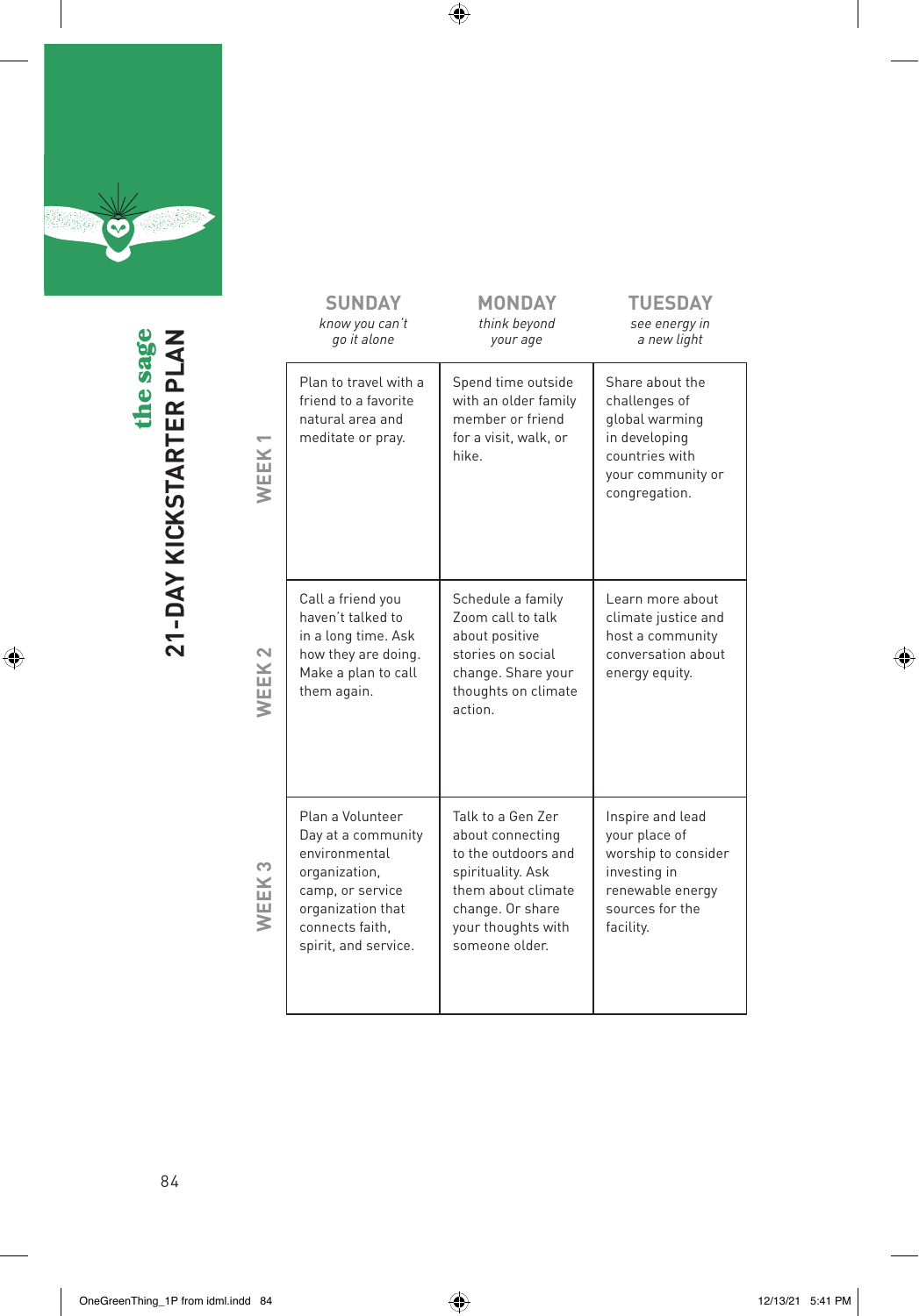# the sage

## 21-DAY KICKSTARTER PLAN

| | SUNDAY *know you can't go it alone* | MONDAY *think beyond your age* | TUESDAY *see energy in a new light* |
|---|---|---|---|
| WEEK 1 | Plan to travel with a friend to a favorite natural area and meditate or pray. | Spend time outside with an older family member or friend for a visit, walk, or hike. | Share about the challenges of global warming in developing countries with your community or congregation. |
| WEEK 2 | Call a friend you haven't talked to in a long time. Ask how they are doing. Make a plan to call them again. | Schedule a family Zoom call to talk about positive stories on social change. Share your thoughts on climate action. | Learn more about climate justice and host a community conversation about energy equity. |
| WEEK 3 | Plan a Volunteer Day at a community environmental organization, camp, or service organization that connects faith, spirit, and service. | Talk to a Gen Zer about connecting to the outdoors and spirituality. Ask them about climate change. Or share your thoughts with someone older. | Inspire and lead your place of worship to consider investing in renewable energy sources for the facility. |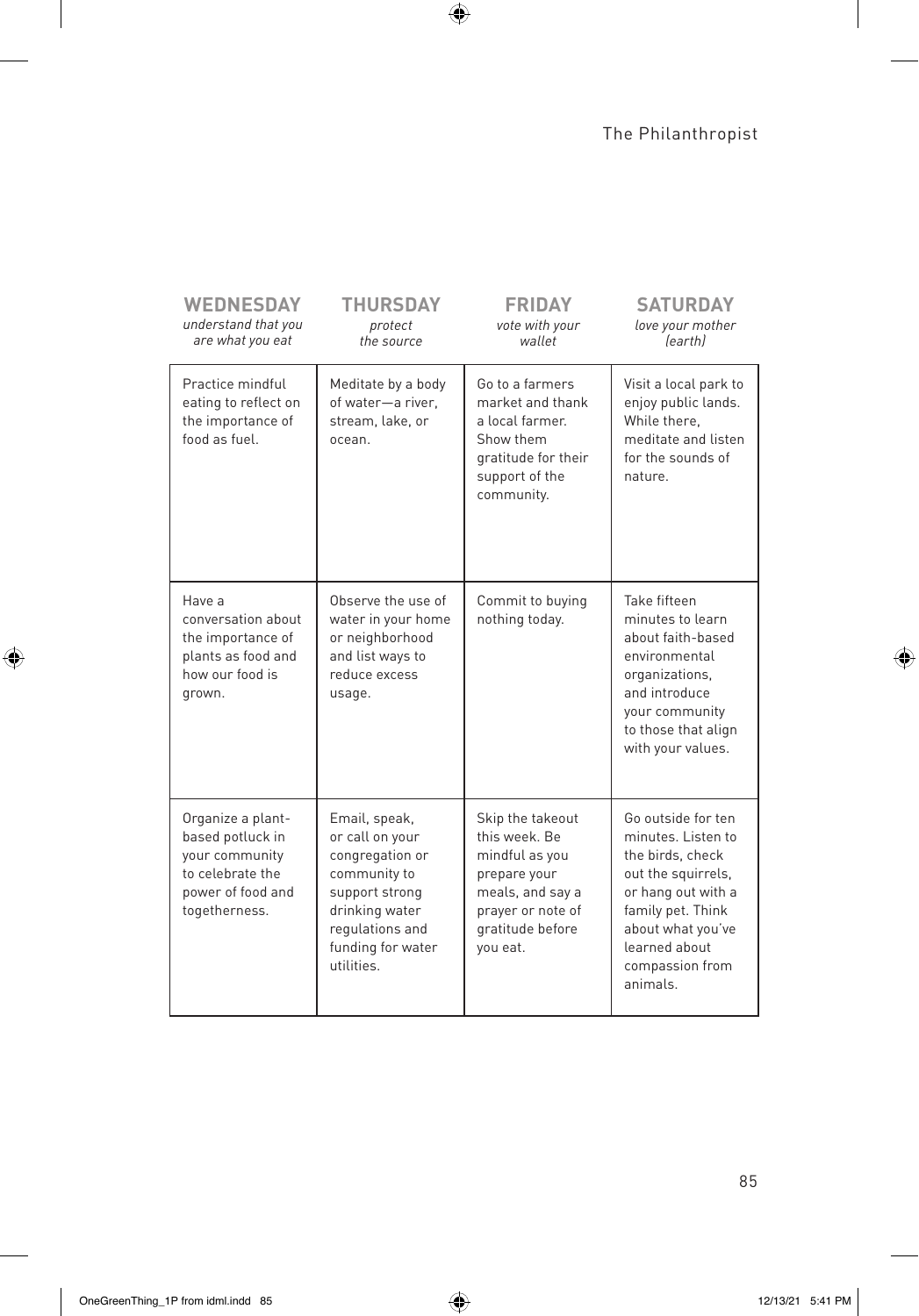| **WEDNESDAY** *understand that you are what you eat* | **THURSDAY** *protect the source* | **FRIDAY** *vote with your wallet* | **SATURDAY** *love your mother (earth)* |
|---|---|---|---|
| Practice mindful eating to reflect on the importance of food as fuel. | Meditate by a body of water—a river, stream, lake, or ocean. | Go to a farmers market and thank a local farmer. Show them gratitude for their support of the community. | Visit a local park to enjoy public lands. While there, meditate and listen for the sounds of nature. |
| Have a conversation about the importance of plants as food and how our food is grown. | Observe the use of water in your home or neighborhood and list ways to reduce excess usage. | Commit to buying nothing today. | Take fifteen minutes to learn about faith-based environmental organizations, and introduce your community to those that align with your values. |
| Organize a plant-based potluck in your community to celebrate the power of food and togetherness. | Email, speak, or call on your congregation or community to support strong drinking water regulations and funding for water utilities. | Skip the takeout this week. Be mindful as you prepare your meals, and say a prayer or note of gratitude before you eat. | Go outside for ten minutes. Listen to the birds, check out the squirrels, or hang out with a family pet. Think about what you've learned about compassion from animals. |